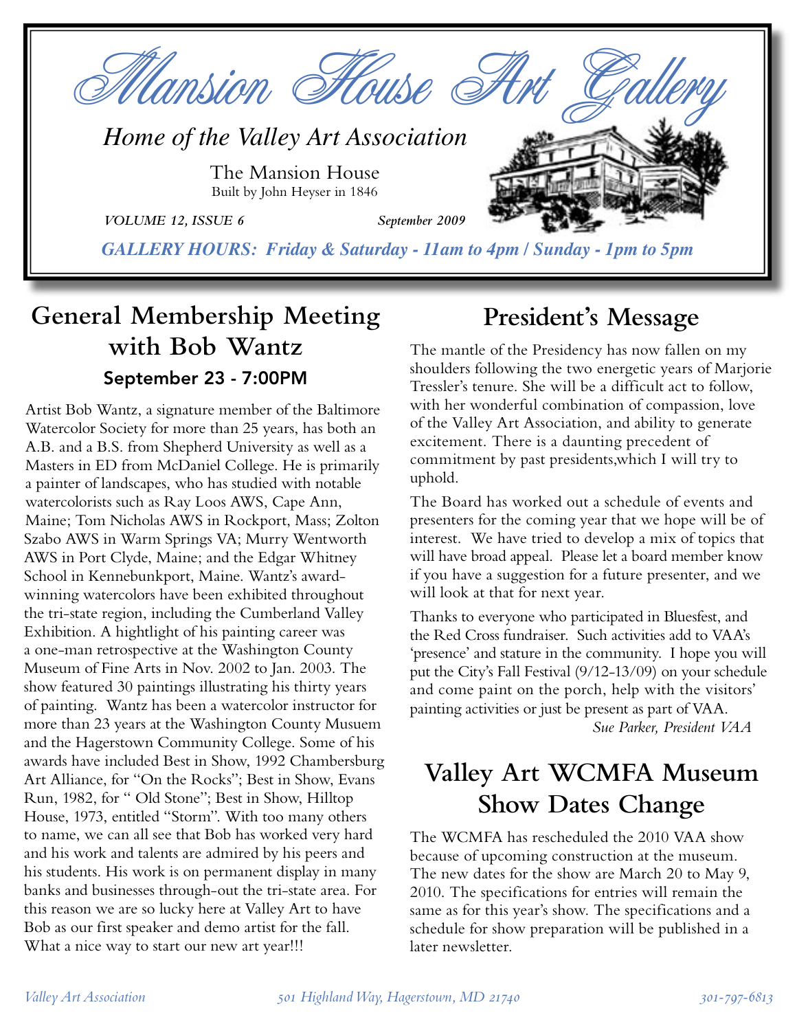# Mansion House Art Gallery

*Home of the Valley Art Association*

The Mansion House
Built by John Heyser in 1846

*VOLUME 12, ISSUE 6* *September 2009*

***GALLERY HOURS: Friday & Saturday - 11am to 4pm / Sunday - 1pm to 5pm***

## General Membership Meeting with Bob Wantz

### September 23 - 7:00PM

Artist Bob Wantz, a signature member of the Baltimore Watercolor Society for more than 25 years, has both an A.B. and a B.S. from Shepherd University as well as a Masters in ED from McDaniel College. He is primarily a painter of landscapes, who has studied with notable watercolorists such as Ray Loos AWS, Cape Ann, Maine; Tom Nicholas AWS in Rockport, Mass; Zolton Szabo AWS in Warm Springs VA; Murry Wentworth AWS in Port Clyde, Maine; and the Edgar Whitney School in Kennebunkport, Maine. Wantz's award-winning watercolors have been exhibited throughout the tri-state region, including the Cumberland Valley Exhibition. A hightlight of his painting career was a one-man retrospective at the Washington County Museum of Fine Arts in Nov. 2002 to Jan. 2003. The show featured 30 paintings illustrating his thirty years of painting. Wantz has been a watercolor instructor for more than 23 years at the Washington County Musuem and the Hagerstown Community College. Some of his awards have included Best in Show, 1992 Chambersburg Art Alliance, for "On the Rocks"; Best in Show, Evans Run, 1982, for " Old Stone"; Best in Show, Hilltop House, 1973, entitled "Storm". With too many others to name, we can all see that Bob has worked very hard and his work and talents are admired by his peers and his students. His work is on permanent display in many banks and businesses through-out the tri-state area. For this reason we are so lucky here at Valley Art to have Bob as our first speaker and demo artist for the fall. What a nice way to start our new art year!!!

## President's Message

The mantle of the Presidency has now fallen on my shoulders following the two energetic years of Marjorie Tressler's tenure. She will be a difficult act to follow, with her wonderful combination of compassion, love of the Valley Art Association, and ability to generate excitement. There is a daunting precedent of commitment by past presidents,which I will try to uphold.

The Board has worked out a schedule of events and presenters for the coming year that we hope will be of interest. We have tried to develop a mix of topics that will have broad appeal. Please let a board member know if you have a suggestion for a future presenter, and we will look at that for next year.

Thanks to everyone who participated in Bluesfest, and the Red Cross fundraiser. Such activities add to VAA's 'presence' and stature in the community. I hope you will put the City's Fall Festival (9/12-13/09) on your schedule and come paint on the porch, help with the visitors' painting activities or just be present as part of VAA.

*Sue Parker, President VAA*

## Valley Art WCMFA Museum Show Dates Change

The WCMFA has rescheduled the 2010 VAA show because of upcoming construction at the museum. The new dates for the show are March 20 to May 9, 2010. The specifications for entries will remain the same as for this year's show. The specifications and a schedule for show preparation will be published in a later newsletter.

*Valley Art Association* *501 Highland Way, Hagerstown, MD 21740* *301-797-6813*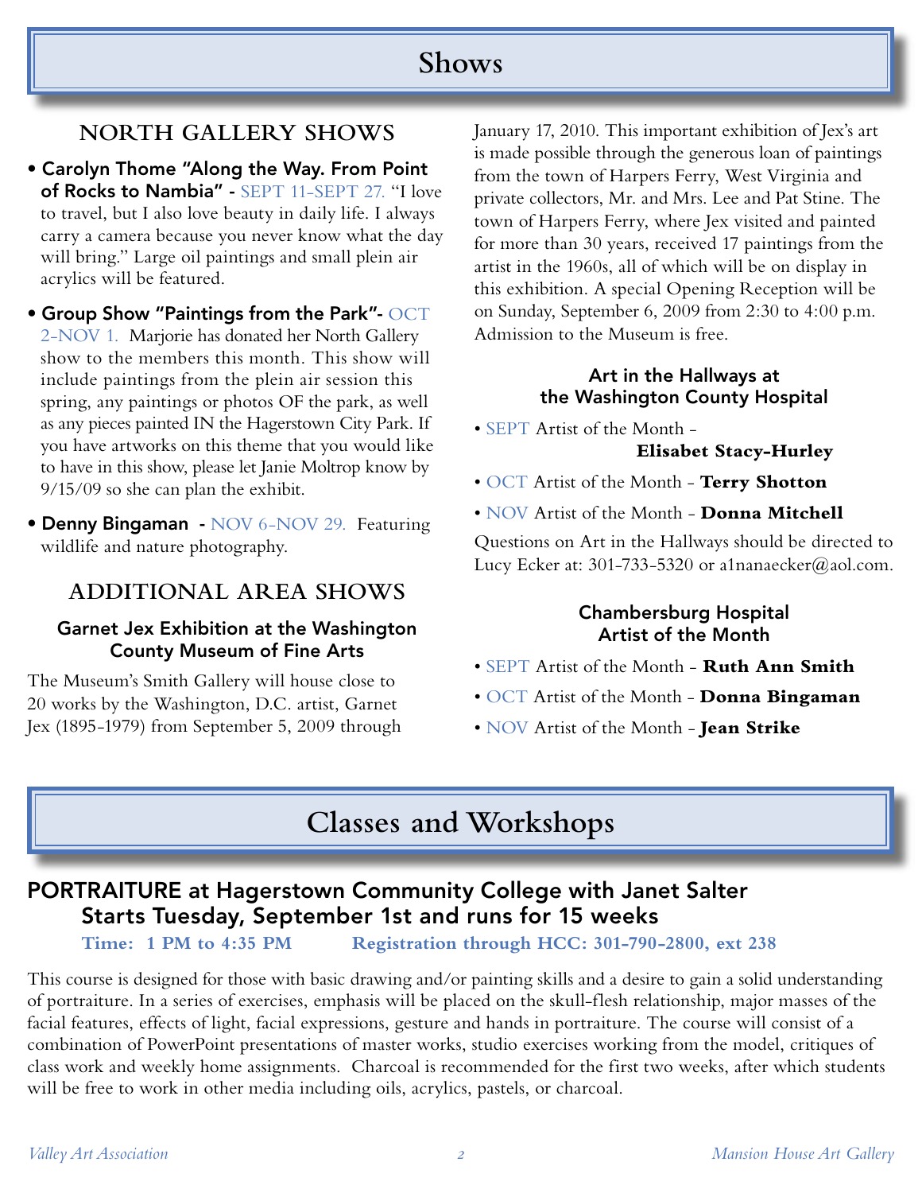# Shows

## NORTH GALLERY SHOWS

- **Carolyn Thome "Along the Way. From Point of Rocks to Nambia" -** SEPT 11-SEPT 27. "I love to travel, but I also love beauty in daily life. I always carry a camera because you never know what the day will bring." Large oil paintings and small plein air acrylics will be featured.
- **Group Show "Paintings from the Park"-** OCT 2-NOV 1. Marjorie has donated her North Gallery show to the members this month. This show will include paintings from the plein air session this spring, any paintings or photos OF the park, as well as any pieces painted IN the Hagerstown City Park. If you have artworks on this theme that you would like to have in this show, please let Janie Moltrop know by 9/15/09 so she can plan the exhibit.
- **Denny Bingaman -** NOV 6-NOV 29. Featuring wildlife and nature photography.

## ADDITIONAL AREA SHOWS

### Garnet Jex Exhibition at the Washington County Museum of Fine Arts

The Museum's Smith Gallery will house close to 20 works by the Washington, D.C. artist, Garnet Jex (1895-1979) from September 5, 2009 through January 17, 2010. This important exhibition of Jex's art is made possible through the generous loan of paintings from the town of Harpers Ferry, West Virginia and private collectors, Mr. and Mrs. Lee and Pat Stine. The town of Harpers Ferry, where Jex visited and painted for more than 30 years, received 17 paintings from the artist in the 1960s, all of which will be on display in this exhibition. A special Opening Reception will be on Sunday, September 6, 2009 from 2:30 to 4:00 p.m. Admission to the Museum is free.

### Art in the Hallways at the Washington County Hospital

- SEPT Artist of the Month - **Elisabet Stacy-Hurley**
- OCT Artist of the Month - **Terry Shotton**
- NOV Artist of the Month - **Donna Mitchell**

Questions on Art in the Hallways should be directed to Lucy Ecker at: 301-733-5320 or a1nanaecker@aol.com.

### Chambersburg Hospital Artist of the Month

- SEPT Artist of the Month - **Ruth Ann Smith**
- OCT Artist of the Month - **Donna Bingaman**
- NOV Artist of the Month - **Jean Strike**

# Classes and Workshops

## PORTRAITURE at Hagerstown Community College with Janet Salter
## Starts Tuesday, September 1st and runs for 15 weeks

**Time: 1 PM to 4:35 PM** **Registration through HCC: 301-790-2800, ext 238**

This course is designed for those with basic drawing and/or painting skills and a desire to gain a solid understanding of portraiture. In a series of exercises, emphasis will be placed on the skull-flesh relationship, major masses of the facial features, effects of light, facial expressions, gesture and hands in portraiture. The course will consist of a combination of PowerPoint presentations of master works, studio exercises working from the model, critiques of class work and weekly home assignments. Charcoal is recommended for the first two weeks, after which students will be free to work in other media including oils, acrylics, pastels, or charcoal.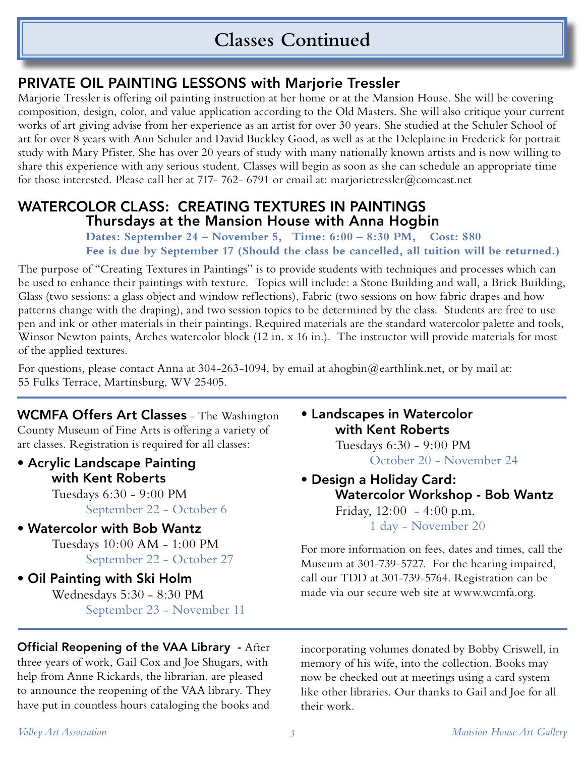# Classes Continued

## PRIVATE OIL PAINTING LESSONS with Marjorie Tressler

Marjorie Tressler is offering oil painting instruction at her home or at the Mansion House. She will be covering composition, design, color, and value application according to the Old Masters. She will also critique your current works of art giving advise from her experience as an artist for over 30 years. She studied at the Schuler School of art for over 8 years with Ann Schuler and David Buckley Good, as well as at the Deleplaine in Frederick for portrait study with Mary Pfister. She has over 20 years of study with many nationally known artists and is now willing to share this experience with any serious student. Classes will begin as soon as she can schedule an appropriate time for those interested. Please call her at 717- 762- 6791 or email at: marjorietressler@comcast.net

## WATERCOLOR CLASS: CREATING TEXTURES IN PAINTINGS
### Thursdays at the Mansion House with Anna Hogbin

**Dates: September 24 – November 5, Time: 6:00 – 8:30 PM, Cost: $80**
**Fee is due by September 17 (Should the class be cancelled, all tuition will be returned.)**

The purpose of "Creating Textures in Paintings" is to provide students with techniques and processes which can be used to enhance their paintings with texture. Topics will include: a Stone Building and wall, a Brick Building, Glass (two sessions: a glass object and window reflections), Fabric (two sessions on how fabric drapes and how patterns change with the draping), and two session topics to be determined by the class. Students are free to use pen and ink or other materials in their paintings. Required materials are the standard watercolor palette and tools, Winsor Newton paints, Arches watercolor block (12 in. x 16 in.). The instructor will provide materials for most of the applied textures.

For questions, please contact Anna at 304-263-1094, by email at ahogbin@earthlink.net, or by mail at: 55 Fulks Terrace, Martinsburg, WV 25405.

---

**WCMFA Offers Art Classes** - The Washington County Museum of Fine Arts is offering a variety of art classes. Registration is required for all classes:

- **Acrylic Landscape Painting with Kent Roberts**
  Tuesdays 6:30 - 9:00 PM
  September 22 - October 6
- **Watercolor with Bob Wantz**
  Tuesdays 10:00 AM - 1:00 PM
  September 22 - October 27
- **Oil Painting with Ski Holm**
  Wednesdays 5:30 - 8:30 PM
  September 23 - November 11
- **Landscapes in Watercolor with Kent Roberts**
  Tuesdays 6:30 - 9:00 PM
  October 20 - November 24
- **Design a Holiday Card: Watercolor Workshop - Bob Wantz**
  Friday, 12:00 - 4:00 p.m.
  1 day - November 20

For more information on fees, dates and times, call the Museum at 301-739-5727. For the hearing impaired, call our TDD at 301-739-5764. Registration can be made via our secure web site at www.wcmfa.org.

---

**Official Reopening of the VAA Library** - After three years of work, Gail Cox and Joe Shugars, with help from Anne Rickards, the librarian, are pleased to announce the reopening of the VAA library. They have put in countless hours cataloging the books and incorporating volumes donated by Bobby Criswell, in memory of his wife, into the collection. Books may now be checked out at meetings using a card system like other libraries. Our thanks to Gail and Joe for all their work.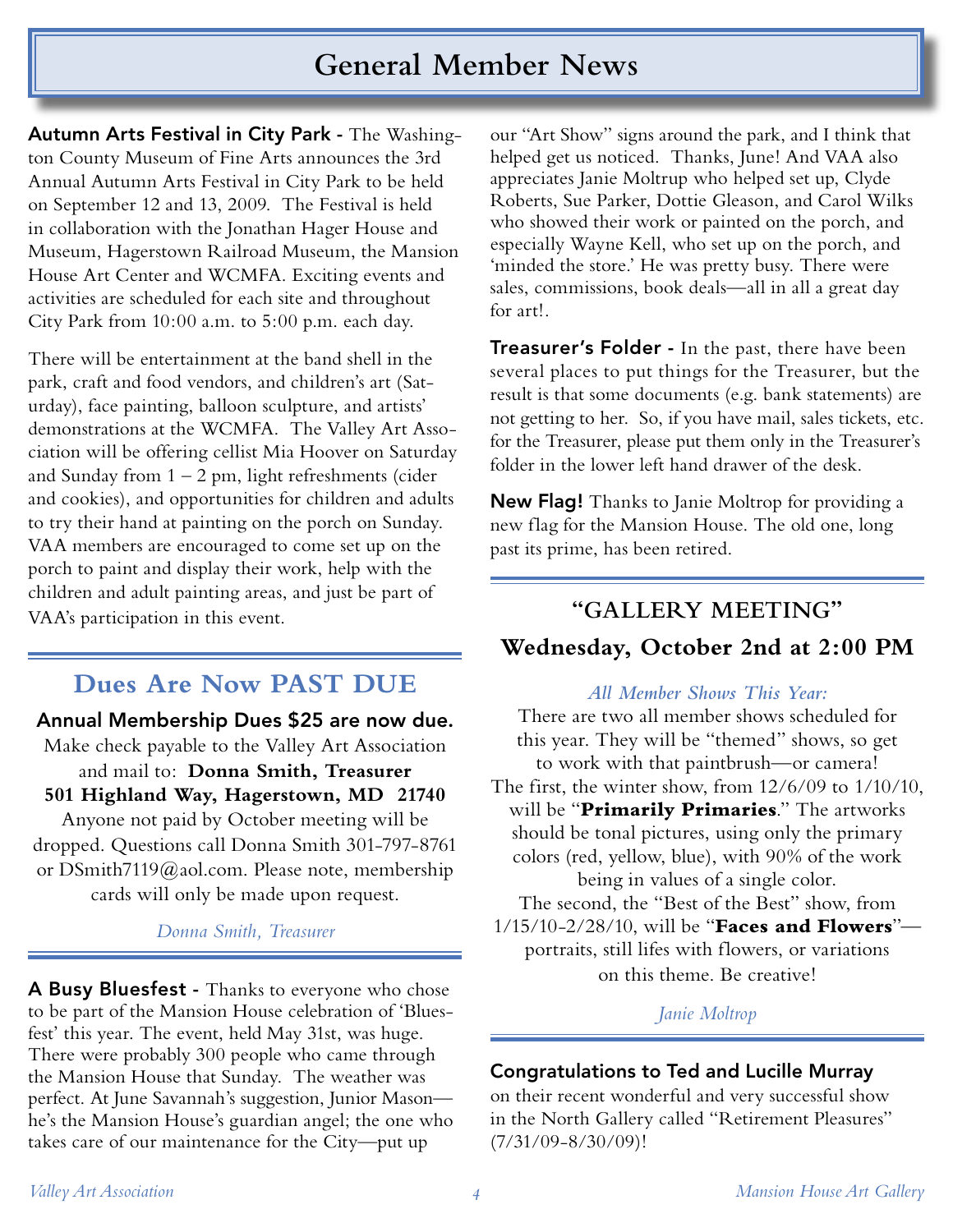# General Member News

**Autumn Arts Festival in City Park -** The Washington County Museum of Fine Arts announces the 3rd Annual Autumn Arts Festival in City Park to be held on September 12 and 13, 2009. The Festival is held in collaboration with the Jonathan Hager House and Museum, Hagerstown Railroad Museum, the Mansion House Art Center and WCMFA. Exciting events and activities are scheduled for each site and throughout City Park from 10:00 a.m. to 5:00 p.m. each day.

There will be entertainment at the band shell in the park, craft and food vendors, and children's art (Saturday), face painting, balloon sculpture, and artists' demonstrations at the WCMFA. The Valley Art Association will be offering cellist Mia Hoover on Saturday and Sunday from 1 – 2 pm, light refreshments (cider and cookies), and opportunities for children and adults to try their hand at painting on the porch on Sunday. VAA members are encouraged to come set up on the porch to paint and display their work, help with the children and adult painting areas, and just be part of VAA's participation in this event.

## Dues Are Now PAST DUE

**Annual Membership Dues $25 are now due.**

Make check payable to the Valley Art Association and mail to: **Donna Smith, Treasurer 501 Highland Way, Hagerstown, MD 21740**

Anyone not paid by October meeting will be dropped. Questions call Donna Smith 301-797-8761 or DSmith7119@aol.com. Please note, membership cards will only be made upon request.

*Donna Smith, Treasurer*

**A Busy Bluesfest -** Thanks to everyone who chose to be part of the Mansion House celebration of 'Bluesfest' this year. The event, held May 31st, was huge. There were probably 300 people who came through the Mansion House that Sunday. The weather was perfect. At June Savannah's suggestion, Junior Mason—he's the Mansion House's guardian angel; the one who takes care of our maintenance for the City—put up our "Art Show" signs around the park, and I think that helped get us noticed. Thanks, June! And VAA also appreciates Janie Moltrup who helped set up, Clyde Roberts, Sue Parker, Dottie Gleason, and Carol Wilks who showed their work or painted on the porch, and especially Wayne Kell, who set up on the porch, and 'minded the store.' He was pretty busy. There were sales, commissions, book deals—all in all a great day for art!.

**Treasurer's Folder -** In the past, there have been several places to put things for the Treasurer, but the result is that some documents (e.g. bank statements) are not getting to her. So, if you have mail, sales tickets, etc. for the Treasurer, please put them only in the Treasurer's folder in the lower left hand drawer of the desk.

**New Flag!** Thanks to Janie Moltrop for providing a new flag for the Mansion House. The old one, long past its prime, has been retired.

## "GALLERY MEETING"
## Wednesday, October 2nd at 2:00 PM

*All Member Shows This Year:*

There are two all member shows scheduled for this year. They will be "themed" shows, so get to work with that paintbrush—or camera! The first, the winter show, from 12/6/09 to 1/10/10, will be "**Primarily Primaries**." The artworks should be tonal pictures, using only the primary colors (red, yellow, blue), with 90% of the work being in values of a single color.

The second, the "Best of the Best" show, from 1/15/10-2/28/10, will be "**Faces and Flowers**"—portraits, still lifes with flowers, or variations on this theme. Be creative!

*Janie Moltrop*

**Congratulations to Ted and Lucille Murray** on their recent wonderful and very successful show in the North Gallery called "Retirement Pleasures" (7/31/09-8/30/09)!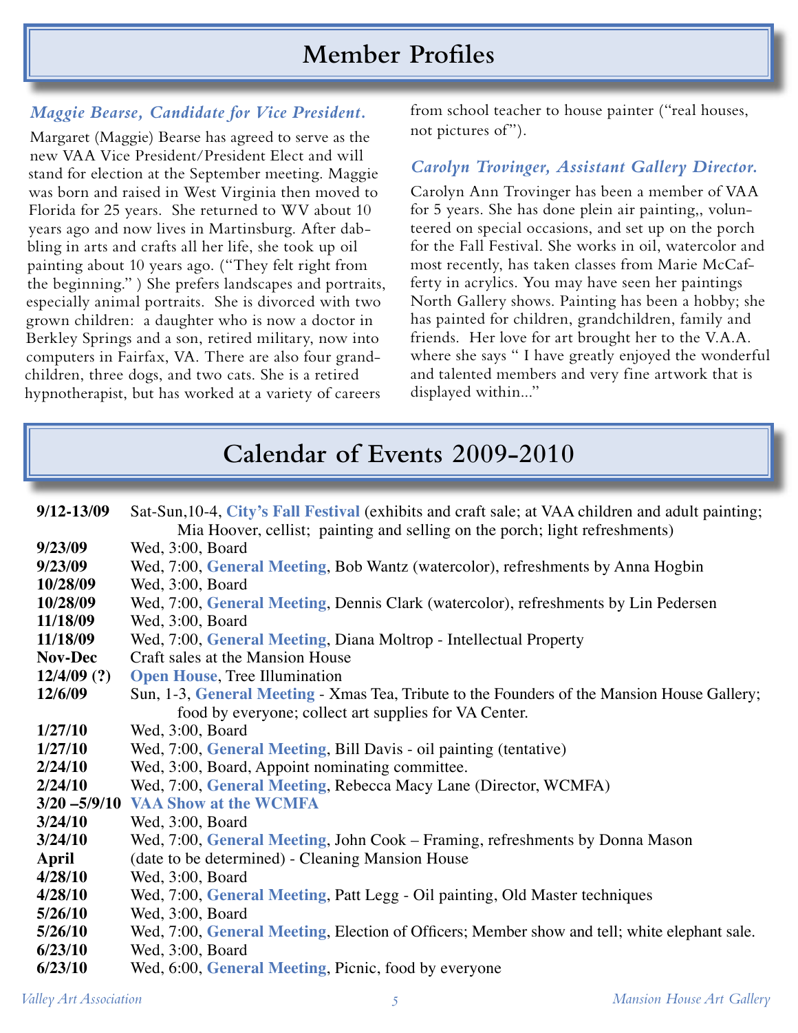# Member Profiles

### *Maggie Bearse, Candidate for Vice President.*

Margaret (Maggie) Bearse has agreed to serve as the new VAA Vice President/President Elect and will stand for election at the September meeting. Maggie was born and raised in West Virginia then moved to Florida for 25 years. She returned to WV about 10 years ago and now lives in Martinsburg. After dabbling in arts and crafts all her life, she took up oil painting about 10 years ago. ("They felt right from the beginning." ) She prefers landscapes and portraits, especially animal portraits. She is divorced with two grown children: a daughter who is now a doctor in Berkley Springs and a son, retired military, now into computers in Fairfax, VA. There are also four grandchildren, three dogs, and two cats. She is a retired hypnotherapist, but has worked at a variety of careers from school teacher to house painter ("real houses, not pictures of").

### *Carolyn Trovinger, Assistant Gallery Director.*

Carolyn Ann Trovinger has been a member of VAA for 5 years. She has done plein air painting,, volunteered on special occasions, and set up on the porch for the Fall Festival. She works in oil, watercolor and most recently, has taken classes from Marie McCafferty in acrylics. You may have seen her paintings North Gallery shows. Painting has been a hobby; she has painted for children, grandchildren, family and friends. Her love for art brought her to the V.A.A. where she says " I have greatly enjoyed the wonderful and talented members and very fine artwork that is displayed within..."

# Calendar of Events 2009-2010

| | |
|---|---|
| **9/12-13/09** | Sat-Sun,10-4, **City's Fall Festival** (exhibits and craft sale; at VAA children and adult painting; Mia Hoover, cellist; painting and selling on the porch; light refreshments) |
| **9/23/09** | Wed, 3:00, Board |
| **9/23/09** | Wed, 7:00, **General Meeting**, Bob Wantz (watercolor), refreshments by Anna Hogbin |
| **10/28/09** | Wed, 3:00, Board |
| **10/28/09** | Wed, 7:00, **General Meeting**, Dennis Clark (watercolor), refreshments by Lin Pedersen |
| **11/18/09** | Wed, 3:00, Board |
| **11/18/09** | Wed, 7:00, **General Meeting**, Diana Moltrop - Intellectual Property |
| **Nov-Dec** | Craft sales at the Mansion House |
| **12/4/09 (?)** | **Open House**, Tree Illumination |
| **12/6/09** | Sun, 1-3, **General Meeting** - Xmas Tea, Tribute to the Founders of the Mansion House Gallery; food by everyone; collect art supplies for VA Center. |
| **1/27/10** | Wed, 3:00, Board |
| **1/27/10** | Wed, 7:00, **General Meeting**, Bill Davis - oil painting (tentative) |
| **2/24/10** | Wed, 3:00, Board, Appoint nominating committee. |
| **2/24/10** | Wed, 7:00, **General Meeting**, Rebecca Macy Lane (Director, WCMFA) |
| **3/20 –5/9/10** | **VAA Show at the WCMFA** |
| **3/24/10** | Wed, 3:00, Board |
| **3/24/10** | Wed, 7:00, **General Meeting**, John Cook – Framing, refreshments by Donna Mason |
| **April** | (date to be determined) - Cleaning Mansion House |
| **4/28/10** | Wed, 3:00, Board |
| **4/28/10** | Wed, 7:00, **General Meeting**, Patt Legg - Oil painting, Old Master techniques |
| **5/26/10** | Wed, 3:00, Board |
| **5/26/10** | Wed, 7:00, **General Meeting**, Election of Officers; Member show and tell; white elephant sale. |
| **6/23/10** | Wed, 3:00, Board |
| **6/23/10** | Wed, 6:00, **General Meeting**, Picnic, food by everyone |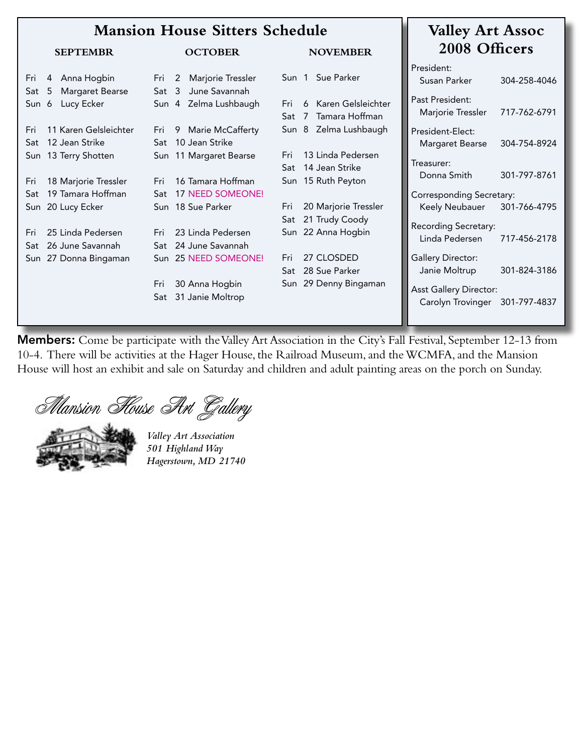## Mansion House Sitters Schedule

**SEPTEMBR**

Fri 4 Anna Hogbin
Sat 5 Margaret Bearse
Sun 6 Lucy Ecker

Fri 11 Karen Gelsleichter
Sat 12 Jean Strike
Sun 13 Terry Shotten

Fri 18 Marjorie Tressler
Sat 19 Tamara Hoffman
Sun 20 Lucy Ecker

Fri 25 Linda Pedersen
Sat 26 June Savannah
Sun 27 Donna Bingaman

**OCTOBER**

Fri 2 Marjorie Tressler
Sat 3 June Savannah
Sun 4 Zelma Lushbaugh

Fri 9 Marie McCafferty
Sat 10 Jean Strike
Sun 11 Margaret Bearse

Fri 16 Tamara Hoffman
Sat 17 NEED SOMEONE!
Sun 18 Sue Parker

Fri 23 Linda Pedersen
Sat 24 June Savannah
Sun 25 NEED SOMEONE!

Fri 30 Anna Hogbin
Sat 31 Janie Moltrop

**NOVEMBER**

Sun 1 Sue Parker

Fri 6 Karen Gelsleichter
Sat 7 Tamara Hoffman
Sun 8 Zelma Lushbaugh

Fri 13 Linda Pedersen
Sat 14 Jean Strike
Sun 15 Ruth Peyton

Fri 20 Marjorie Tressler
Sat 21 Trudy Coody
Sun 22 Anna Hogbin

Fri 27 CLOSDED
Sat 28 Sue Parker
Sun 29 Denny Bingaman

## Valley Art Assoc 2008 Officers

President:
Susan Parker 304-258-4046

Past President:
Marjorie Tressler 717-762-6791

President-Elect:
Margaret Bearse 304-754-8924

Treasurer:
Donna Smith 301-797-8761

Corresponding Secretary:
Keely Neubauer 301-766-4795

Recording Secretary:
Linda Pedersen 717-456-2178

Gallery Director:
Janie Moltrup 301-824-3186

Asst Gallery Director:
Carolyn Trovinger 301-797-4837

**Members:** Come be participate with the Valley Art Association in the City's Fall Festival, September 12-13 from 10-4. There will be activities at the Hager House, the Railroad Museum, and the WCMFA, and the Mansion House will host an exhibit and sale on Saturday and children and adult painting areas on the porch on Sunday.

*Mansion House Art Gallery*

*Valley Art Association*
*501 Highland Way*
*Hagerstown, MD 21740*